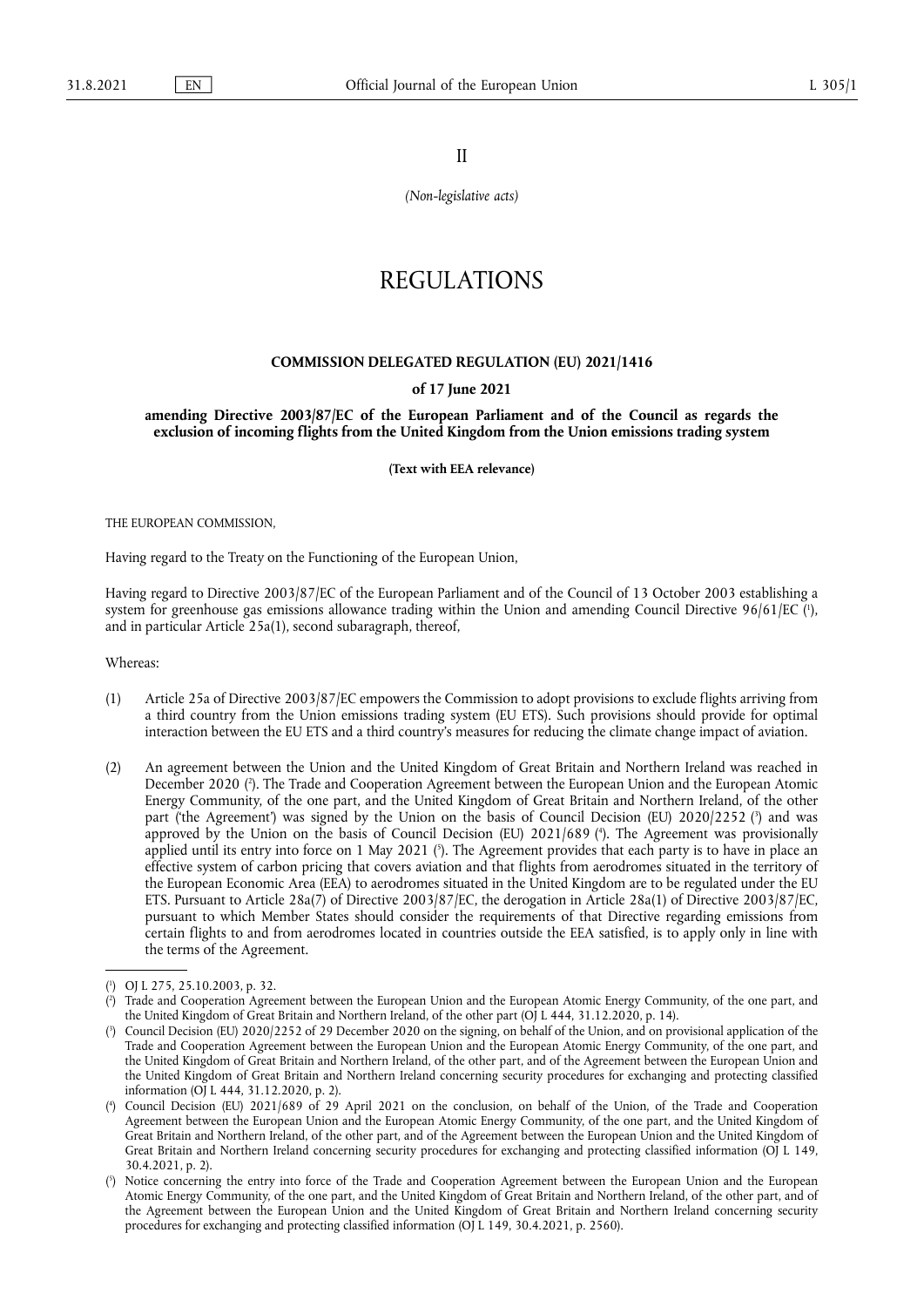II

*(Non-legislative acts)*

# REGULATIONS

## COMMISSION DELEGATED REGULATION (EU) 2021/1416

### of 17 June 2021

### amending Directive 2003/87/EC of the European Parliament and of the Council as regards the exclusion of incoming flights from the United Kingdom from the Union emissions trading system

**(Text with EEA relevance)**

THE EUROPEAN COMMISSION,

Having regard to the Treaty on the Functioning of the European Union,

Having regard to Directive 2003/87/EC of the European Parliament and of the Council of 13 October 2003 establishing a system for greenhouse gas emissions allowance trading within the Union and amending Council Directive 96/61/EC ([1]), and in particular Article 25a(1), second subaragraph, thereof,

Whereas:

(1) Article 25a of Directive 2003/87/EC empowers the Commission to adopt provisions to exclude flights arriving from a third country from the Union emissions trading system (EU ETS). Such provisions should provide for optimal interaction between the EU ETS and a third country's measures for reducing the climate change impact of aviation.

(2) An agreement between the Union and the United Kingdom of Great Britain and Northern Ireland was reached in December 2020 ([2]). The Trade and Cooperation Agreement between the European Union and the European Atomic Energy Community, of the one part, and the United Kingdom of Great Britain and Northern Ireland, of the other part ('the Agreement') was signed by the Union on the basis of Council Decision (EU) 2020/2252 ([3]) and was approved by the Union on the basis of Council Decision (EU) 2021/689 ([4]). The Agreement was provisionally applied until its entry into force on 1 May 2021 ([5]). The Agreement provides that each party is to have in place an effective system of carbon pricing that covers aviation and that flights from aerodromes situated in the territory of the European Economic Area (EEA) to aerodromes situated in the United Kingdom are to be regulated under the EU ETS. Pursuant to Article 28a(7) of Directive 2003/87/EC, the derogation in Article 28a(1) of Directive 2003/87/EC, pursuant to which Member States should consider the requirements of that Directive regarding emissions from certain flights to and from aerodromes located in countries outside the EEA satisfied, is to apply only in line with the terms of the Agreement.

---

([1]) OJ L 275, 25.10.2003, p. 32.

([2]) Trade and Cooperation Agreement between the European Union and the European Atomic Energy Community, of the one part, and the United Kingdom of Great Britain and Northern Ireland, of the other part (OJ L 444, 31.12.2020, p. 14).

([3]) Council Decision (EU) 2020/2252 of 29 December 2020 on the signing, on behalf of the Union, and on provisional application of the Trade and Cooperation Agreement between the European Union and the European Atomic Energy Community, of the one part, and the United Kingdom of Great Britain and Northern Ireland, of the other part, and of the Agreement between the European Union and the United Kingdom of Great Britain and Northern Ireland concerning security procedures for exchanging and protecting classified information (OJ L 444, 31.12.2020, p. 2).

([4]) Council Decision (EU) 2021/689 of 29 April 2021 on the conclusion, on behalf of the Union, of the Trade and Cooperation Agreement between the European Union and the European Atomic Energy Community, of the one part, and the United Kingdom of Great Britain and Northern Ireland, of the other part, and of the Agreement between the European Union and the United Kingdom of Great Britain and Northern Ireland concerning security procedures for exchanging and protecting classified information (OJ L 149, 30.4.2021, p. 2).

([5]) Notice concerning the entry into force of the Trade and Cooperation Agreement between the European Union and the European Atomic Energy Community, of the one part, and the United Kingdom of Great Britain and Northern Ireland, of the other part, and of the Agreement between the European Union and the United Kingdom of Great Britain and Northern Ireland concerning security procedures for exchanging and protecting classified information (OJ L 149, 30.4.2021, p. 2560).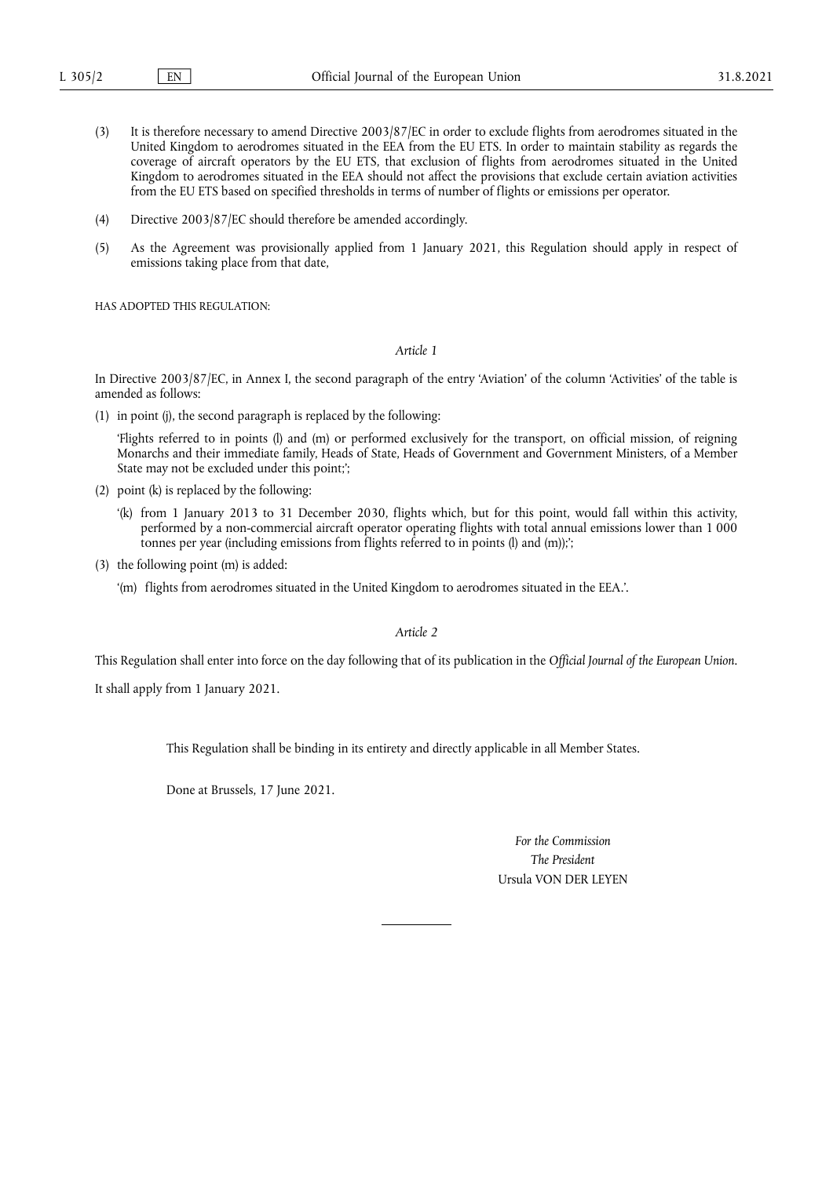(3) It is therefore necessary to amend Directive 2003/87/EC in order to exclude flights from aerodromes situated in the United Kingdom to aerodromes situated in the EEA from the EU ETS. In order to maintain stability as regards the coverage of aircraft operators by the EU ETS, that exclusion of flights from aerodromes situated in the United Kingdom to aerodromes situated in the EEA should not affect the provisions that exclude certain aviation activities from the EU ETS based on specified thresholds in terms of number of flights or emissions per operator.

(4) Directive 2003/87/EC should therefore be amended accordingly.

(5) As the Agreement was provisionally applied from 1 January 2021, this Regulation should apply in respect of emissions taking place from that date,

HAS ADOPTED THIS REGULATION:

*Article 1*

In Directive 2003/87/EC, in Annex I, the second paragraph of the entry 'Aviation' of the column 'Activities' of the table is amended as follows:

(1) in point (j), the second paragraph is replaced by the following:

'Flights referred to in points (l) and (m) or performed exclusively for the transport, on official mission, of reigning Monarchs and their immediate family, Heads of State, Heads of Government and Government Ministers, of a Member State may not be excluded under this point;';

(2) point (k) is replaced by the following:

'(k) from 1 January 2013 to 31 December 2030, flights which, but for this point, would fall within this activity, performed by a non-commercial aircraft operator operating flights with total annual emissions lower than 1 000 tonnes per year (including emissions from flights referred to in points (l) and (m));';

(3) the following point (m) is added:

'(m) flights from aerodromes situated in the United Kingdom to aerodromes situated in the EEA.'.

*Article 2*

This Regulation shall enter into force on the day following that of its publication in the *Official Journal of the European Union*.

It shall apply from 1 January 2021.

This Regulation shall be binding in its entirety and directly applicable in all Member States.

Done at Brussels, 17 June 2021.

*For the Commission*

*The President*

Ursula VON DER LEYEN